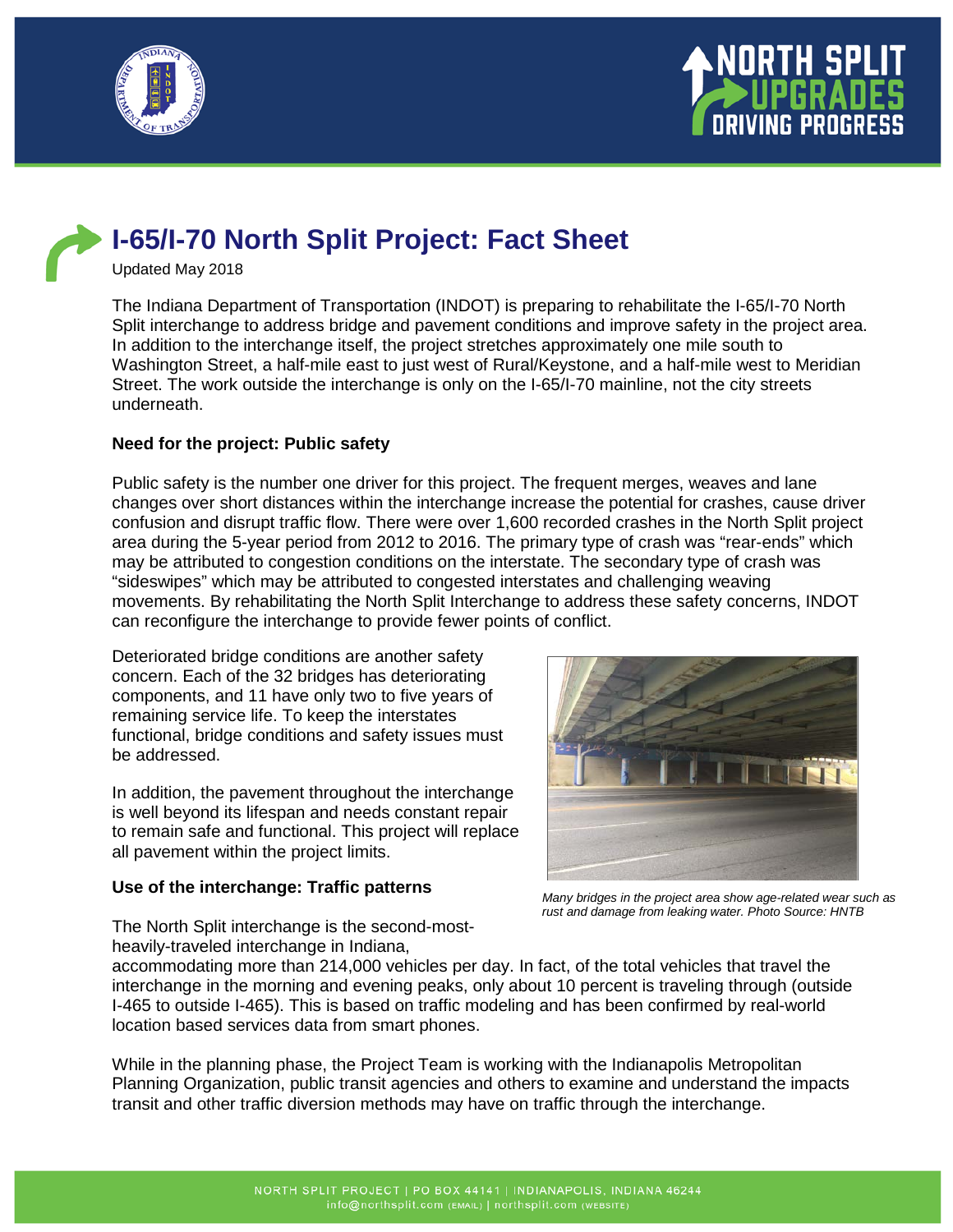# I-65/I-70 North Split Project: Fact Sheet

Updated May 2018

The Indiana Department of Transportation (INDOT) is preparing to rehabilitate the I-65/I-70 North Split interchange to address bridge and pavement conditions and improve safety in the project area. In addition to the interchange itself, the project stretches approximately one mile south to Washington Street, a half-mile east to just west of Rural/Keystone, and a half-mile west to Meridian Street. The work outside the interchange is only on the I-65/I-70 mainline, not the city streets underneath.

### Need for the project: Public safety

Public safety is the number one driver for this project. The frequent merges, weaves and lane changes over short distances within the interchange increase the potential for crashes, cause driver confusion and disrupt traffic flow. There were over 1,600 recorded crashes in the North Split project area during the 5-year period from 2012 to 2016. The primary type of crash was "rear-ends" which may be attributed to congestion conditions on the interstate. The secondary type of crash was "sideswipes" which may be attributed to congested interstates and challenging weaving movements. By rehabilitating the North Split Interchange to address these safety concerns, INDOT can reconfigure the interchange to provide fewer points of conflict.

Deteriorated bridge conditions are another safety concern. Each of the 32 bridges has deteriorating components, and 11 have only two to five years of remaining service life. To keep the interstates functional, bridge conditions and safety issues must be addressed.

In addition, the pavement throughout the interchange is well beyond its lifespan and needs constant repair to remain safe and functional. This project will replace all pavement within the project limits.

*Many bridges in the project area show age-related wear such as rust and damage from leaking water. Photo Source: HNTB*

### Use of the interchange: Traffic patterns

The North Split interchange is the second-most-heavily-traveled interchange in Indiana, accommodating more than 214,000 vehicles per day. In fact, of the total vehicles that travel the interchange in the morning and evening peaks, only about 10 percent is traveling through (outside I-465 to outside I-465). This is based on traffic modeling and has been confirmed by real-world location based services data from smart phones.

While in the planning phase, the Project Team is working with the Indianapolis Metropolitan Planning Organization, public transit agencies and others to examine and understand the impacts transit and other traffic diversion methods may have on traffic through the interchange.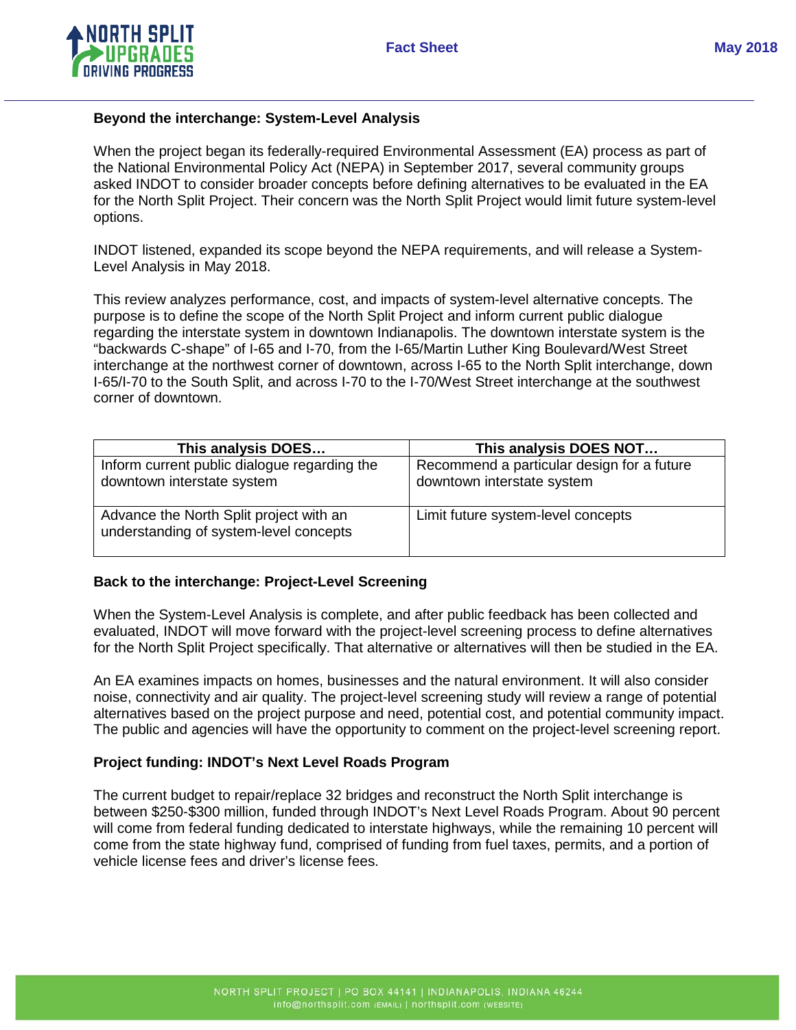## Beyond the interchange: System-Level Analysis

When the project began its federally-required Environmental Assessment (EA) process as part of the National Environmental Policy Act (NEPA) in September 2017, several community groups asked INDOT to consider broader concepts before defining alternatives to be evaluated in the EA for the North Split Project. Their concern was the North Split Project would limit future system-level options.

INDOT listened, expanded its scope beyond the NEPA requirements, and will release a System-Level Analysis in May 2018.

This review analyzes performance, cost, and impacts of system-level alternative concepts. The purpose is to define the scope of the North Split Project and inform current public dialogue regarding the interstate system in downtown Indianapolis. The downtown interstate system is the "backwards C-shape" of I-65 and I-70, from the I-65/Martin Luther King Boulevard/West Street interchange at the northwest corner of downtown, across I-65 to the North Split interchange, down I-65/I-70 to the South Split, and across I-70 to the I-70/West Street interchange at the southwest corner of downtown.

| This analysis DOES… | This analysis DOES NOT… |
|---|---|
| Inform current public dialogue regarding the downtown interstate system | Recommend a particular design for a future downtown interstate system |
| Advance the North Split project with an understanding of system-level concepts | Limit future system-level concepts |

## Back to the interchange: Project-Level Screening

When the System-Level Analysis is complete, and after public feedback has been collected and evaluated, INDOT will move forward with the project-level screening process to define alternatives for the North Split Project specifically. That alternative or alternatives will then be studied in the EA.

An EA examines impacts on homes, businesses and the natural environment. It will also consider noise, connectivity and air quality. The project-level screening study will review a range of potential alternatives based on the project purpose and need, potential cost, and potential community impact. The public and agencies will have the opportunity to comment on the project-level screening report.

## Project funding: INDOT's Next Level Roads Program

The current budget to repair/replace 32 bridges and reconstruct the North Split interchange is between $250-$300 million, funded through INDOT's Next Level Roads Program. About 90 percent will come from federal funding dedicated to interstate highways, while the remaining 10 percent will come from the state highway fund, comprised of funding from fuel taxes, permits, and a portion of vehicle license fees and driver's license fees.

NORTH SPLIT PROJECT | PO BOX 44141 | INDIANAPOLIS, INDIANA 46244
info@northsplit.com (EMAIL) | northsplit.com (WEBSITE)